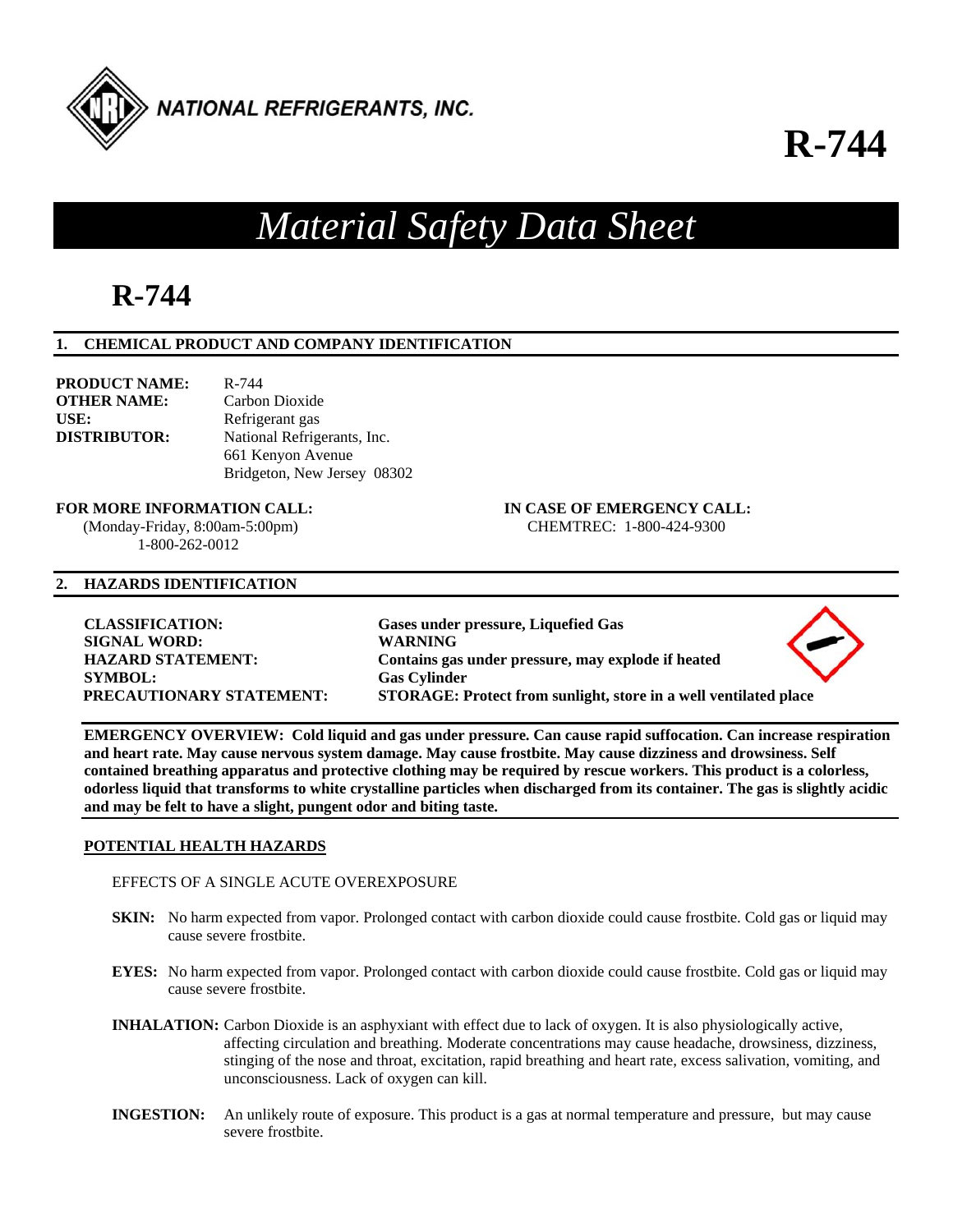NATIONAL REFRIGERANTS, INC.

# R-744

# *Material Safety Data Sheet*

# R-744

## 1. CHEMICAL PRODUCT AND COMPANY IDENTIFICATION

**PRODUCT NAME:** R-744
**OTHER NAME:** Carbon Dioxide
**USE:** Refrigerant gas
**DISTRIBUTOR:** National Refrigerants, Inc.
661 Kenyon Avenue
Bridgeton, New Jersey 08302

**FOR MORE INFORMATION CALL:**
(Monday-Friday, 8:00am-5:00pm)
1-800-262-0012

**IN CASE OF EMERGENCY CALL:**
CHEMTREC: 1-800-424-9300

## 2. HAZARDS IDENTIFICATION

**CLASSIFICATION:** **Gases under pressure, Liquefied Gas**
**SIGNAL WORD:** **WARNING**
**HAZARD STATEMENT:** **Contains gas under pressure, may explode if heated**
**SYMBOL:** **Gas Cylinder**
**PRECAUTIONARY STATEMENT:** **STORAGE: Protect from sunlight, store in a well ventilated place**

**EMERGENCY OVERVIEW: Cold liquid and gas under pressure. Can cause rapid suffocation. Can increase respiration and heart rate. May cause nervous system damage. May cause frostbite. May cause dizziness and drowsiness. Self contained breathing apparatus and protective clothing may be required by rescue workers. This product is a colorless, odorless liquid that transforms to white crystalline particles when discharged from its container. The gas is slightly acidic and may be felt to have a slight, pungent odor and biting taste.**

### POTENTIAL HEALTH HAZARDS

EFFECTS OF A SINGLE ACUTE OVEREXPOSURE

**SKIN:** No harm expected from vapor. Prolonged contact with carbon dioxide could cause frostbite. Cold gas or liquid may cause severe frostbite.

**EYES:** No harm expected from vapor. Prolonged contact with carbon dioxide could cause frostbite. Cold gas or liquid may cause severe frostbite.

**INHALATION:** Carbon Dioxide is an asphyxiant with effect due to lack of oxygen. It is also physiologically active, affecting circulation and breathing. Moderate concentrations may cause headache, drowsiness, dizziness, stinging of the nose and throat, excitation, rapid breathing and heart rate, excess salivation, vomiting, and unconsciousness. Lack of oxygen can kill.

**INGESTION:** An unlikely route of exposure. This product is a gas at normal temperature and pressure, but may cause severe frostbite.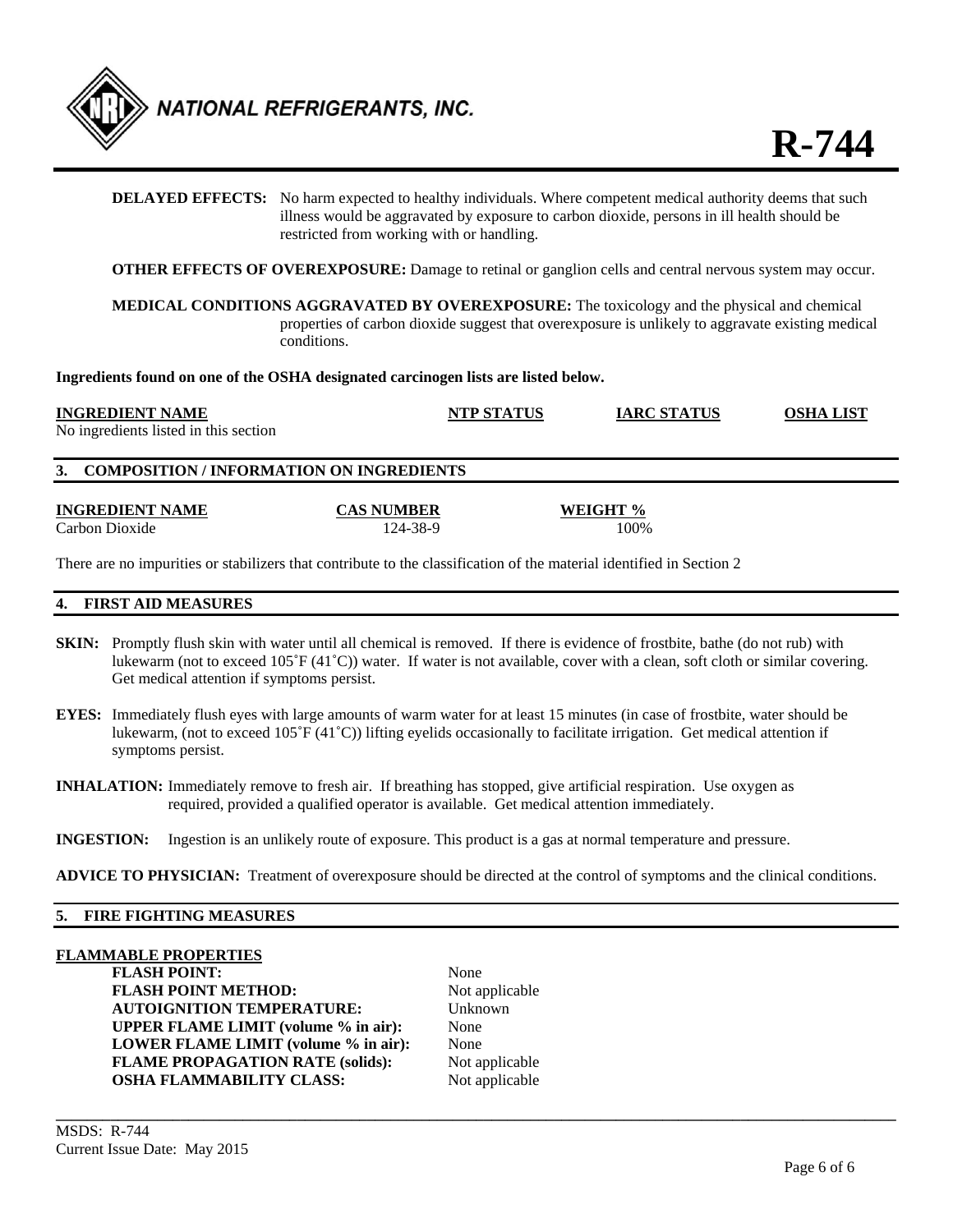**DELAYED EFFECTS:** No harm expected to healthy individuals. Where competent medical authority deems that such illness would be aggravated by exposure to carbon dioxide, persons in ill health should be restricted from working with or handling.

**OTHER EFFECTS OF OVEREXPOSURE:** Damage to retinal or ganglion cells and central nervous system may occur.

**MEDICAL CONDITIONS AGGRAVATED BY OVEREXPOSURE:** The toxicology and the physical and chemical properties of carbon dioxide suggest that overexposure is unlikely to aggravate existing medical conditions.

**Ingredients found on one of the OSHA designated carcinogen lists are listed below.**

| INGREDIENT NAME | NTP STATUS | IARC STATUS | OSHA LIST |
|---|---|---|---|
| No ingredients listed in this section | | | |

## 3. COMPOSITION / INFORMATION ON INGREDIENTS

| INGREDIENT NAME | CAS NUMBER | WEIGHT % |
|---|---|---|
| Carbon Dioxide | 124-38-9 | 100% |

There are no impurities or stabilizers that contribute to the classification of the material identified in Section 2

## 4. FIRST AID MEASURES

**SKIN:** Promptly flush skin with water until all chemical is removed. If there is evidence of frostbite, bathe (do not rub) with lukewarm (not to exceed 105˚F (41˚C)) water. If water is not available, cover with a clean, soft cloth or similar covering. Get medical attention if symptoms persist.

**EYES:** Immediately flush eyes with large amounts of warm water for at least 15 minutes (in case of frostbite, water should be lukewarm, (not to exceed 105˚F (41˚C)) lifting eyelids occasionally to facilitate irrigation. Get medical attention if symptoms persist.

**INHALATION:** Immediately remove to fresh air. If breathing has stopped, give artificial respiration. Use oxygen as required, provided a qualified operator is available. Get medical attention immediately.

**INGESTION:** Ingestion is an unlikely route of exposure. This product is a gas at normal temperature and pressure.

**ADVICE TO PHYSICIAN:** Treatment of overexposure should be directed at the control of symptoms and the clinical conditions.

## 5. FIRE FIGHTING MEASURES

**FLAMMABLE PROPERTIES**

| | |
|---|---|
| **FLASH POINT:** | None |
| **FLASH POINT METHOD:** | Not applicable |
| **AUTOIGNITION TEMPERATURE:** | Unknown |
| **UPPER FLAME LIMIT (volume % in air):** | None |
| **LOWER FLAME LIMIT (volume % in air):** | None |
| **FLAME PROPAGATION RATE (solids):** | Not applicable |
| **OSHA FLAMMABILITY CLASS:** | Not applicable |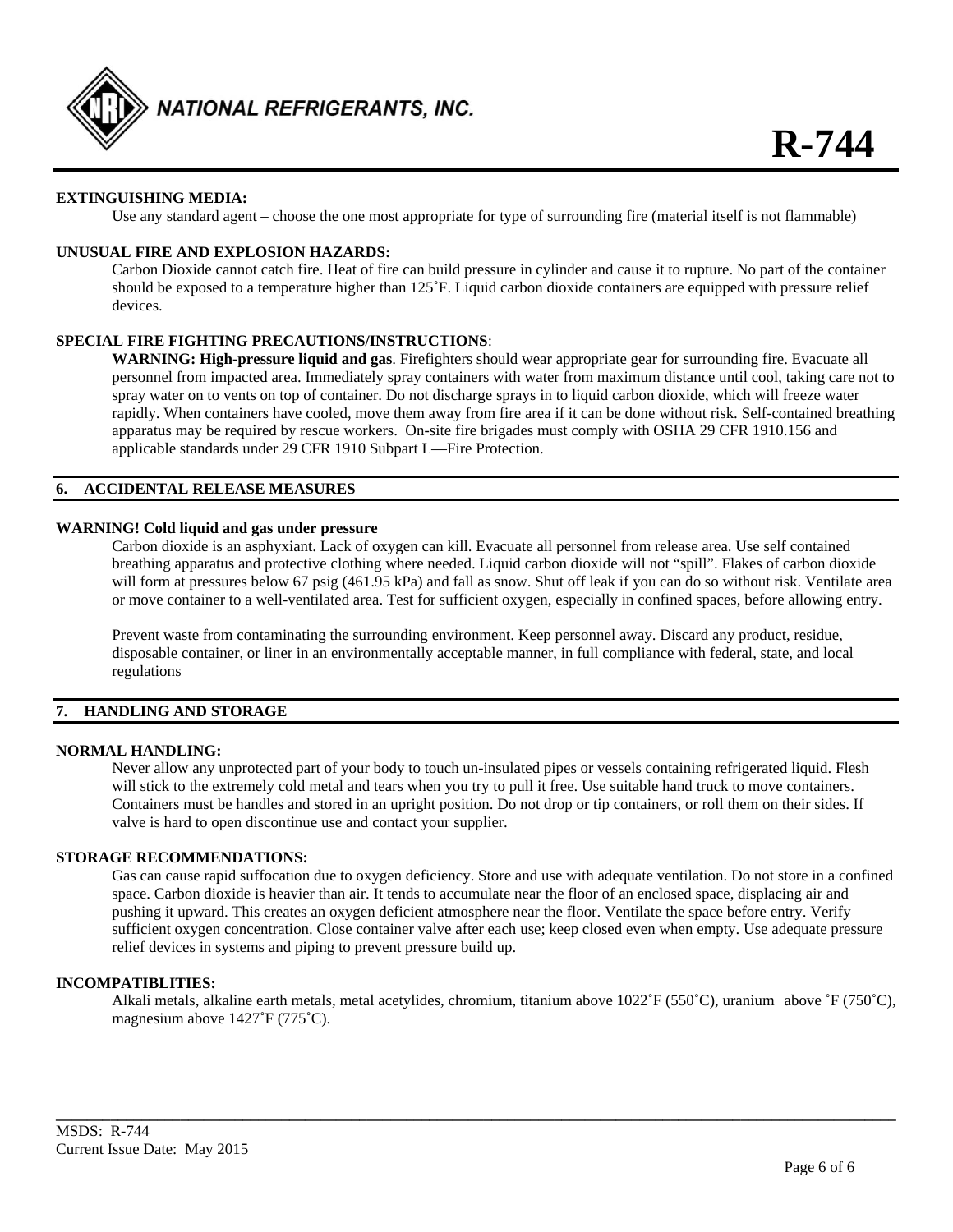**EXTINGUISHING MEDIA:**

Use any standard agent – choose the one most appropriate for type of surrounding fire (material itself is not flammable)

**UNUSUAL FIRE AND EXPLOSION HAZARDS:**

Carbon Dioxide cannot catch fire. Heat of fire can build pressure in cylinder and cause it to rupture. No part of the container should be exposed to a temperature higher than 125˚F. Liquid carbon dioxide containers are equipped with pressure relief devices.

**SPECIAL FIRE FIGHTING PRECAUTIONS/INSTRUCTIONS**:

**WARNING: High-pressure liquid and gas**. Firefighters should wear appropriate gear for surrounding fire. Evacuate all personnel from impacted area. Immediately spray containers with water from maximum distance until cool, taking care not to spray water on to vents on top of container. Do not discharge sprays in to liquid carbon dioxide, which will freeze water rapidly. When containers have cooled, move them away from fire area if it can be done without risk. Self-contained breathing apparatus may be required by rescue workers. On-site fire brigades must comply with OSHA 29 CFR 1910.156 and applicable standards under 29 CFR 1910 Subpart L—Fire Protection.

## 6. ACCIDENTAL RELEASE MEASURES

**WARNING! Cold liquid and gas under pressure**

Carbon dioxide is an asphyxiant. Lack of oxygen can kill. Evacuate all personnel from release area. Use self contained breathing apparatus and protective clothing where needed. Liquid carbon dioxide will not "spill". Flakes of carbon dioxide will form at pressures below 67 psig (461.95 kPa) and fall as snow. Shut off leak if you can do so without risk. Ventilate area or move container to a well-ventilated area. Test for sufficient oxygen, especially in confined spaces, before allowing entry.

Prevent waste from contaminating the surrounding environment. Keep personnel away. Discard any product, residue, disposable container, or liner in an environmentally acceptable manner, in full compliance with federal, state, and local regulations

## 7. HANDLING AND STORAGE

**NORMAL HANDLING:**

Never allow any unprotected part of your body to touch un-insulated pipes or vessels containing refrigerated liquid. Flesh will stick to the extremely cold metal and tears when you try to pull it free. Use suitable hand truck to move containers. Containers must be handles and stored in an upright position. Do not drop or tip containers, or roll them on their sides. If valve is hard to open discontinue use and contact your supplier.

**STORAGE RECOMMENDATIONS:**

Gas can cause rapid suffocation due to oxygen deficiency. Store and use with adequate ventilation. Do not store in a confined space. Carbon dioxide is heavier than air. It tends to accumulate near the floor of an enclosed space, displacing air and pushing it upward. This creates an oxygen deficient atmosphere near the floor. Ventilate the space before entry. Verify sufficient oxygen concentration. Close container valve after each use; keep closed even when empty. Use adequate pressure relief devices in systems and piping to prevent pressure build up.

**INCOMPATIBLITIES:**

Alkali metals, alkaline earth metals, metal acetylides, chromium, titanium above 1022˚F (550˚C), uranium above ˚F (750˚C), magnesium above 1427˚F (775˚C).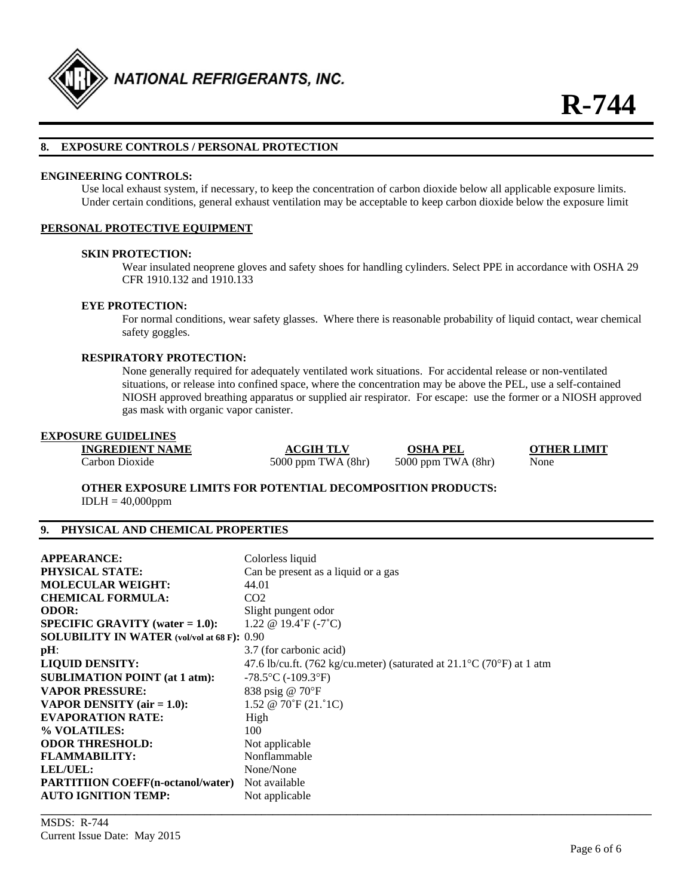## 8. EXPOSURE CONTROLS / PERSONAL PROTECTION

**ENGINEERING CONTROLS:**

Use local exhaust system, if necessary, to keep the concentration of carbon dioxide below all applicable exposure limits. Under certain conditions, general exhaust ventilation may be acceptable to keep carbon dioxide below the exposure limit

**PERSONAL PROTECTIVE EQUIPMENT**

**SKIN PROTECTION:**

Wear insulated neoprene gloves and safety shoes for handling cylinders. Select PPE in accordance with OSHA 29 CFR 1910.132 and 1910.133

**EYE PROTECTION:**

For normal conditions, wear safety glasses. Where there is reasonable probability of liquid contact, wear chemical safety goggles.

**RESPIRATORY PROTECTION:**

None generally required for adequately ventilated work situations. For accidental release or non-ventilated situations, or release into confined space, where the concentration may be above the PEL, use a self-contained NIOSH approved breathing apparatus or supplied air respirator. For escape: use the former or a NIOSH approved gas mask with organic vapor canister.

**EXPOSURE GUIDELINES**

| INGREDIENT NAME | ACGIH TLV | OSHA PEL | OTHER LIMIT |
|---|---|---|---|
| Carbon Dioxide | 5000 ppm TWA (8hr) | 5000 ppm TWA (8hr) | None |

**OTHER EXPOSURE LIMITS FOR POTENTIAL DECOMPOSITION PRODUCTS:**

IDLH = 40,000ppm

## 9. PHYSICAL AND CHEMICAL PROPERTIES

| | |
|---|---|
| **APPEARANCE:** | Colorless liquid |
| **PHYSICAL STATE:** | Can be present as a liquid or a gas |
| **MOLECULAR WEIGHT:** | 44.01 |
| **CHEMICAL FORMULA:** | $CO_2$ |
| **ODOR:** | Slight pungent odor |
| **SPECIFIC GRAVITY (water = 1.0):** | 1.22 @ 19.4˚F (-7˚C) |
| **SOLUBILITY IN WATER (vol/vol at 68 F):** | 0.90 |
| **pH**: | 3.7 (for carbonic acid) |
| **LIQUID DENSITY:** | 47.6 lb/cu.ft. (762 kg/cu.meter) (saturated at 21.1°C (70°F) at 1 atm |
| **SUBLIMATION POINT (at 1 atm):** | -78.5°C (-109.3°F) |
| **VAPOR PRESSURE:** | 838 psig @ 70°F |
| **VAPOR DENSITY (air = 1.0):** | 1.52 @ 70˚F (21.˚1C) |
| **EVAPORATION RATE:** | High |
| **% VOLATILES:** | 100 |
| **ODOR THRESHOLD:** | Not applicable |
| **FLAMMABILITY:** | Nonflammable |
| **LEL/UEL:** | None/None |
| **PARTITIION COEFF(n-octanol/water)** | Not available |
| **AUTO IGNITION TEMP:** | Not applicable |

MSDS: R-744
Current Issue Date: May 2015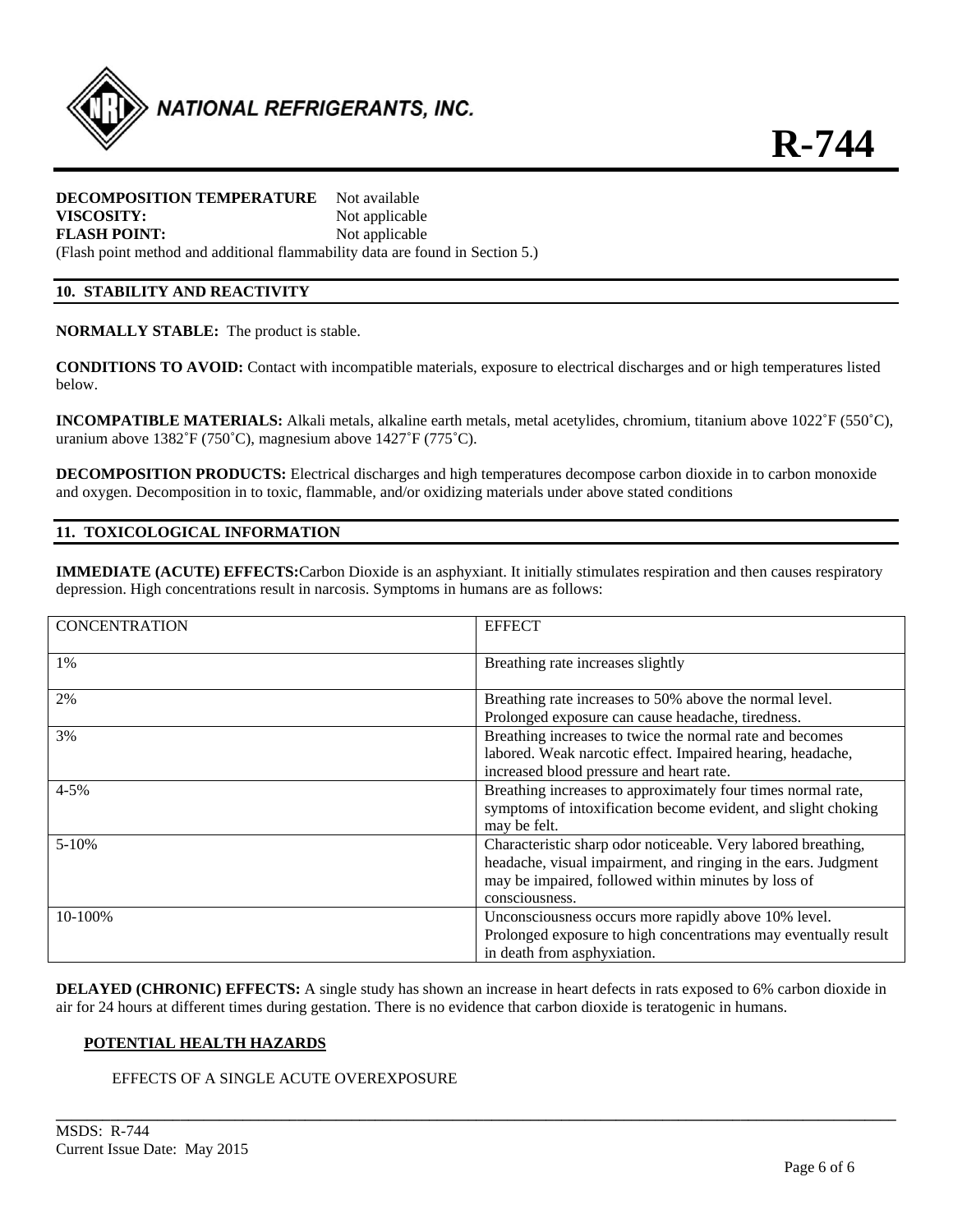**DECOMPOSITION TEMPERATURE** Not available
**VISCOSITY:** Not applicable
**FLASH POINT:** Not applicable
(Flash point method and additional flammability data are found in Section 5.)

## 10. STABILITY AND REACTIVITY

**NORMALLY STABLE:** The product is stable.

**CONDITIONS TO AVOID:** Contact with incompatible materials, exposure to electrical discharges and or high temperatures listed below.

**INCOMPATIBLE MATERIALS:** Alkali metals, alkaline earth metals, metal acetylides, chromium, titanium above 1022˚F (550˚C), uranium above 1382˚F (750˚C), magnesium above 1427˚F (775˚C).

**DECOMPOSITION PRODUCTS:** Electrical discharges and high temperatures decompose carbon dioxide in to carbon monoxide and oxygen. Decomposition in to toxic, flammable, and/or oxidizing materials under above stated conditions

## 11. TOXICOLOGICAL INFORMATION

**IMMEDIATE (ACUTE) EFFECTS:** Carbon Dioxide is an asphyxiant. It initially stimulates respiration and then causes respiratory depression. High concentrations result in narcosis. Symptoms in humans are as follows:

| CONCENTRATION | EFFECT |
|---|---|
| 1% | Breathing rate increases slightly |
| 2% | Breathing rate increases to 50% above the normal level. Prolonged exposure can cause headache, tiredness. |
| 3% | Breathing increases to twice the normal rate and becomes labored. Weak narcotic effect. Impaired hearing, headache, increased blood pressure and heart rate. |
| 4-5% | Breathing increases to approximately four times normal rate, symptoms of intoxification become evident, and slight choking may be felt. |
| 5-10% | Characteristic sharp odor noticeable. Very labored breathing, headache, visual impairment, and ringing in the ears. Judgment may be impaired, followed within minutes by loss of consciousness. |
| 10-100% | Unconsciousness occurs more rapidly above 10% level. Prolonged exposure to high concentrations may eventually result in death from asphyxiation. |

**DELAYED (CHRONIC) EFFECTS:** A single study has shown an increase in heart defects in rats exposed to 6% carbon dioxide in air for 24 hours at different times during gestation. There is no evidence that carbon dioxide is teratogenic in humans.

**POTENTIAL HEALTH HAZARDS**

EFFECTS OF A SINGLE ACUTE OVEREXPOSURE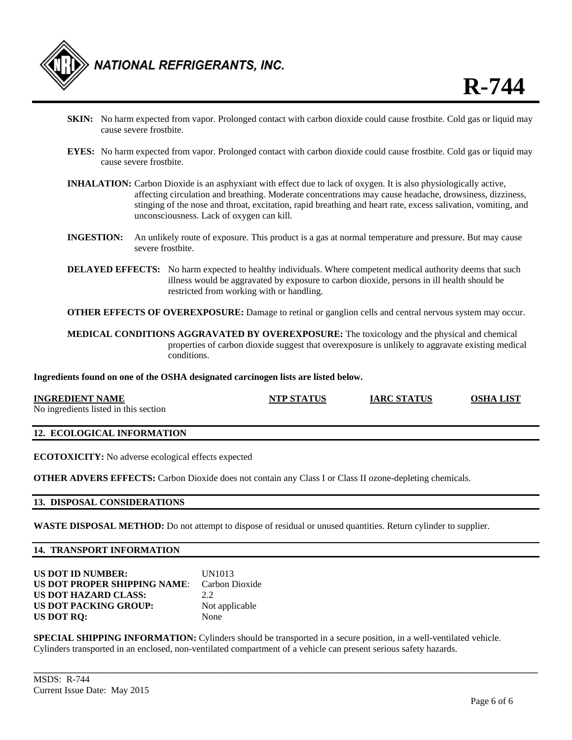**SKIN:** No harm expected from vapor. Prolonged contact with carbon dioxide could cause frostbite. Cold gas or liquid may cause severe frostbite.

**EYES:** No harm expected from vapor. Prolonged contact with carbon dioxide could cause frostbite. Cold gas or liquid may cause severe frostbite.

**INHALATION:** Carbon Dioxide is an asphyxiant with effect due to lack of oxygen. It is also physiologically active, affecting circulation and breathing. Moderate concentrations may cause headache, drowsiness, dizziness, stinging of the nose and throat, excitation, rapid breathing and heart rate, excess salivation, vomiting, and unconsciousness. Lack of oxygen can kill.

**INGESTION:** An unlikely route of exposure. This product is a gas at normal temperature and pressure. But may cause severe frostbite.

**DELAYED EFFECTS:** No harm expected to healthy individuals. Where competent medical authority deems that such illness would be aggravated by exposure to carbon dioxide, persons in ill health should be restricted from working with or handling.

**OTHER EFFECTS OF OVEREXPOSURE:** Damage to retinal or ganglion cells and central nervous system may occur.

**MEDICAL CONDITIONS AGGRAVATED BY OVEREXPOSURE:** The toxicology and the physical and chemical properties of carbon dioxide suggest that overexposure is unlikely to aggravate existing medical conditions.

**Ingredients found on one of the OSHA designated carcinogen lists are listed below.**

| INGREDIENT NAME | NTP STATUS | IARC STATUS | OSHA LIST |
|---|---|---|---|
| No ingredients listed in this section | | | |

## 12. ECOLOGICAL INFORMATION

**ECOTOXICITY:** No adverse ecological effects expected

**OTHER ADVERS EFFECTS:** Carbon Dioxide does not contain any Class I or Class II ozone-depleting chemicals.

## 13. DISPOSAL CONSIDERATIONS

**WASTE DISPOSAL METHOD:** Do not attempt to dispose of residual or unused quantities. Return cylinder to supplier.

## 14. TRANSPORT INFORMATION

| | |
|---|---|
| **US DOT ID NUMBER:** | UN1013 |
| **US DOT PROPER SHIPPING NAME**: | Carbon Dioxide |
| **US DOT HAZARD CLASS:** | 2.2 |
| **US DOT PACKING GROUP:** | Not applicable |
| **US DOT RQ:** | None |

**SPECIAL SHIPPING INFORMATION:** Cylinders should be transported in a secure position, in a well-ventilated vehicle. Cylinders transported in an enclosed, non-ventilated compartment of a vehicle can present serious safety hazards.

MSDS: R-744
Current Issue Date: May 2015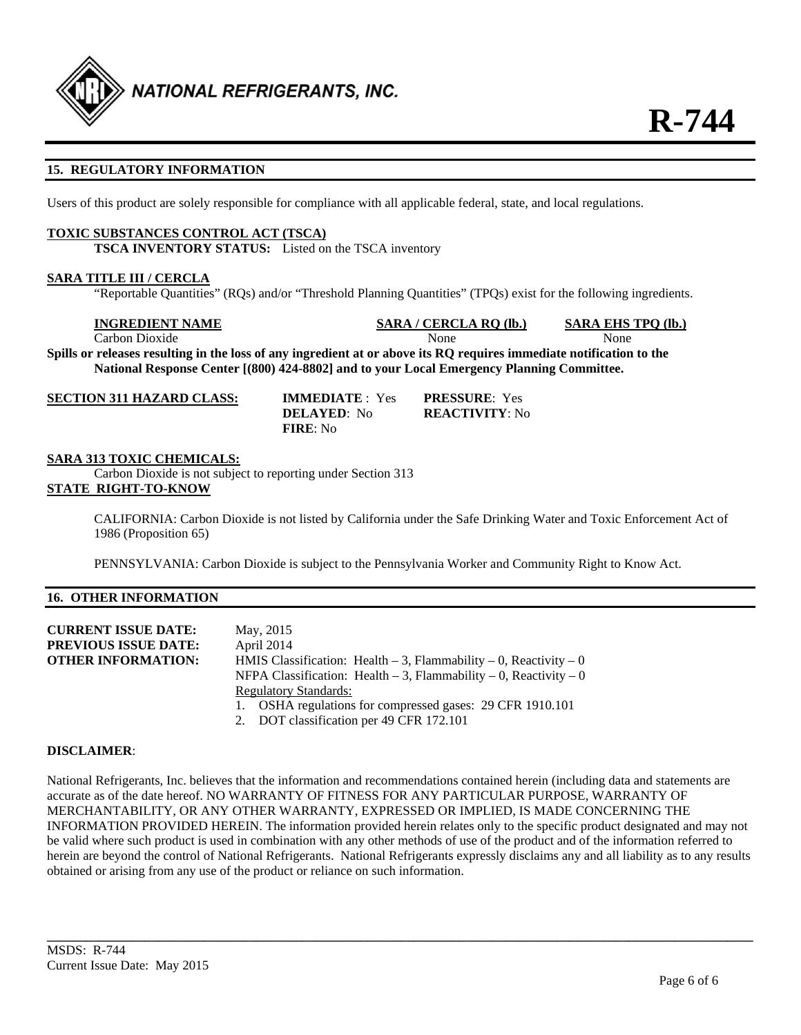## 15. REGULATORY INFORMATION

Users of this product are solely responsible for compliance with all applicable federal, state, and local regulations.

**TOXIC SUBSTANCES CONTROL ACT (TSCA)**

**TSCA INVENTORY STATUS:** Listed on the TSCA inventory

**SARA TITLE III / CERCLA**

"Reportable Quantities" (RQs) and/or "Threshold Planning Quantities" (TPQs) exist for the following ingredients.

| INGREDIENT NAME | SARA / CERCLA RQ (lb.) | SARA EHS TPQ (lb.) |
|---|---|---|
| Carbon Dioxide | None | None |

**Spills or releases resulting in the loss of any ingredient at or above its RQ requires immediate notification to the National Response Center [(800) 424-8802] and to your Local Emergency Planning Committee.**

**SECTION 311 HAZARD CLASS:**

| | |
|---|---|
| **IMMEDIATE** : Yes | **PRESSURE**: Yes |
| **DELAYED**: No | **REACTIVITY**: No |
| **FIRE**: No | |

**SARA 313 TOXIC CHEMICALS:**

Carbon Dioxide is not subject to reporting under Section 313

**STATE RIGHT-TO-KNOW**

CALIFORNIA: Carbon Dioxide is not listed by California under the Safe Drinking Water and Toxic Enforcement Act of 1986 (Proposition 65)

PENNSYLVANIA: Carbon Dioxide is subject to the Pennsylvania Worker and Community Right to Know Act.

## 16. OTHER INFORMATION

**CURRENT ISSUE DATE:** May, 2015

**PREVIOUS ISSUE DATE:** April 2014

**OTHER INFORMATION:** HMIS Classification: Health – 3, Flammability – 0, Reactivity – 0

NFPA Classification: Health – 3, Flammability – 0, Reactivity – 0

Regulatory Standards:

1. OSHA regulations for compressed gases: 29 CFR 1910.101
2. DOT classification per 49 CFR 172.101

**DISCLAIMER**:

National Refrigerants, Inc. believes that the information and recommendations contained herein (including data and statements are accurate as of the date hereof. NO WARRANTY OF FITNESS FOR ANY PARTICULAR PURPOSE, WARRANTY OF MERCHANTABILITY, OR ANY OTHER WARRANTY, EXPRESSED OR IMPLIED, IS MADE CONCERNING THE INFORMATION PROVIDED HEREIN. The information provided herein relates only to the specific product designated and may not be valid where such product is used in combination with any other methods of use of the product and of the information referred to herein are beyond the control of National Refrigerants. National Refrigerants expressly disclaims any and all liability as to any results obtained or arising from any use of the product or reliance on such information.